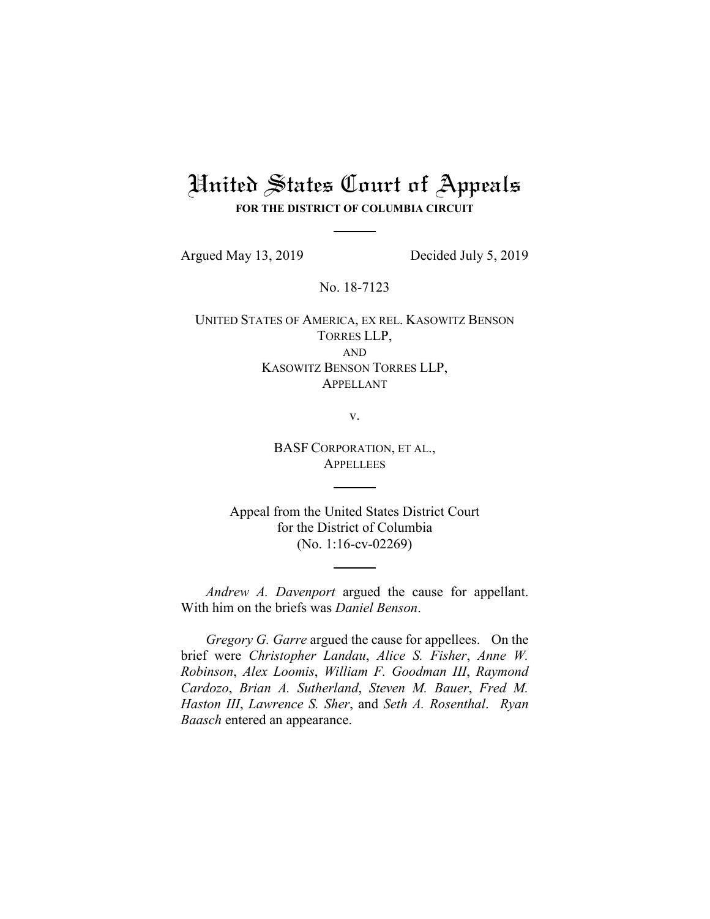# United States Court of Appeals

**FOR THE DISTRICT OF COLUMBIA CIRCUIT**

Argued May 13, 2019 Decided July 5, 2019

No. 18-7123

UNITED STATES OF AMERICA, EX REL. KASOWITZ BENSON TORRES LLP,
AND
KASOWITZ BENSON TORRES LLP,
APPELLANT

v.

BASF CORPORATION, ET AL.,
APPELLEES

Appeal from the United States District Court
for the District of Columbia
(No. 1:16-cv-02269)

*Andrew A. Davenport* argued the cause for appellant. With him on the briefs was *Daniel Benson*.

*Gregory G. Garre* argued the cause for appellees. On the brief were *Christopher Landau*, *Alice S. Fisher*, *Anne W. Robinson*, *Alex Loomis*, *William F. Goodman III*, *Raymond Cardozo*, *Brian A. Sutherland*, *Steven M. Bauer*, *Fred M. Haston III*, *Lawrence S. Sher*, and *Seth A. Rosenthal*. *Ryan Baasch* entered an appearance.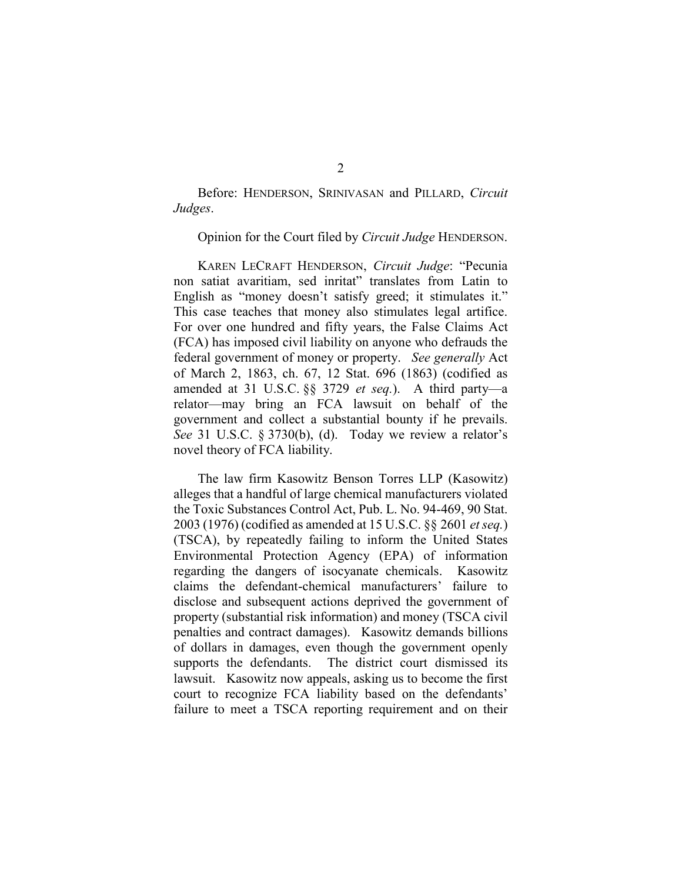Before: HENDERSON, SRINIVASAN and PILLARD, *Circuit Judges*.

Opinion for the Court filed by *Circuit Judge* HENDERSON.

KAREN LECRAFT HENDERSON, *Circuit Judge*: "Pecunia non satiat avaritiam, sed inritat" translates from Latin to English as "money doesn't satisfy greed; it stimulates it." This case teaches that money also stimulates legal artifice. For over one hundred and fifty years, the False Claims Act (FCA) has imposed civil liability on anyone who defrauds the federal government of money or property. *See generally* Act of March 2, 1863, ch. 67, 12 Stat. 696 (1863) (codified as amended at 31 U.S.C. §§ 3729 *et seq.*). A third party—a relator—may bring an FCA lawsuit on behalf of the government and collect a substantial bounty if he prevails. *See* 31 U.S.C. § 3730(b), (d). Today we review a relator's novel theory of FCA liability.

The law firm Kasowitz Benson Torres LLP (Kasowitz) alleges that a handful of large chemical manufacturers violated the Toxic Substances Control Act, Pub. L. No. 94-469, 90 Stat. 2003 (1976) (codified as amended at 15 U.S.C. §§ 2601 *et seq.*) (TSCA), by repeatedly failing to inform the United States Environmental Protection Agency (EPA) of information regarding the dangers of isocyanate chemicals. Kasowitz claims the defendant-chemical manufacturers' failure to disclose and subsequent actions deprived the government of property (substantial risk information) and money (TSCA civil penalties and contract damages). Kasowitz demands billions of dollars in damages, even though the government openly supports the defendants. The district court dismissed its lawsuit. Kasowitz now appeals, asking us to become the first court to recognize FCA liability based on the defendants' failure to meet a TSCA reporting requirement and on their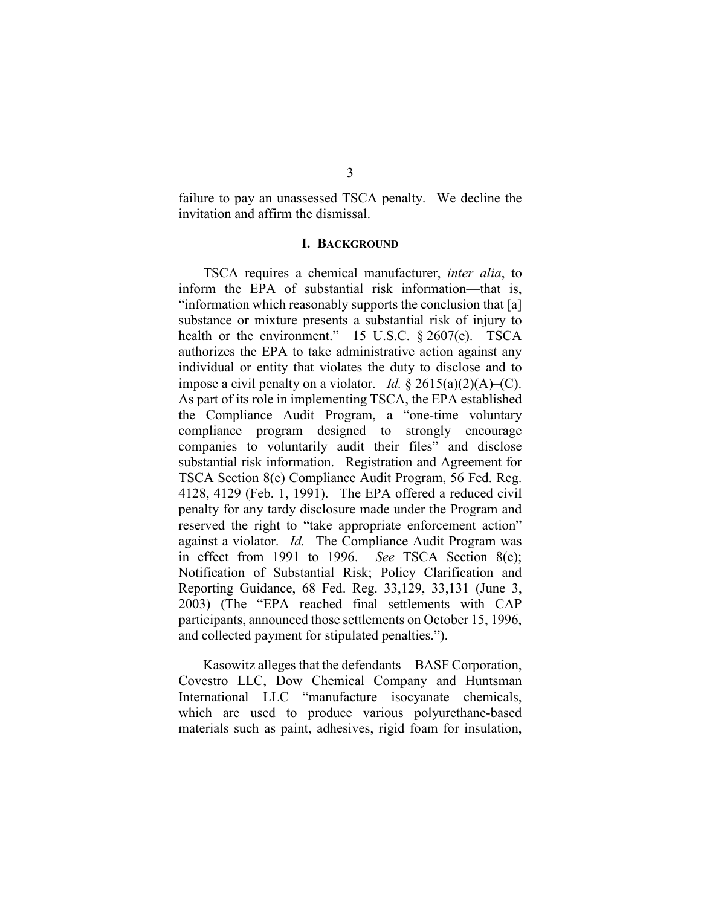failure to pay an unassessed TSCA penalty. We decline the invitation and affirm the dismissal.

## I. Background

TSCA requires a chemical manufacturer, *inter alia*, to inform the EPA of substantial risk information—that is, "information which reasonably supports the conclusion that [a] substance or mixture presents a substantial risk of injury to health or the environment." 15 U.S.C. § 2607(e). TSCA authorizes the EPA to take administrative action against any individual or entity that violates the duty to disclose and to impose a civil penalty on a violator. *Id.* § 2615(a)(2)(A)–(C). As part of its role in implementing TSCA, the EPA established the Compliance Audit Program, a "one-time voluntary compliance program designed to strongly encourage companies to voluntarily audit their files" and disclose substantial risk information. Registration and Agreement for TSCA Section 8(e) Compliance Audit Program, 56 Fed. Reg. 4128, 4129 (Feb. 1, 1991). The EPA offered a reduced civil penalty for any tardy disclosure made under the Program and reserved the right to "take appropriate enforcement action" against a violator. *Id.* The Compliance Audit Program was in effect from 1991 to 1996. *See* TSCA Section 8(e); Notification of Substantial Risk; Policy Clarification and Reporting Guidance, 68 Fed. Reg. 33,129, 33,131 (June 3, 2003) (The "EPA reached final settlements with CAP participants, announced those settlements on October 15, 1996, and collected payment for stipulated penalties.").

Kasowitz alleges that the defendants—BASF Corporation, Covestro LLC, Dow Chemical Company and Huntsman International LLC—"manufacture isocyanate chemicals, which are used to produce various polyurethane-based materials such as paint, adhesives, rigid foam for insulation,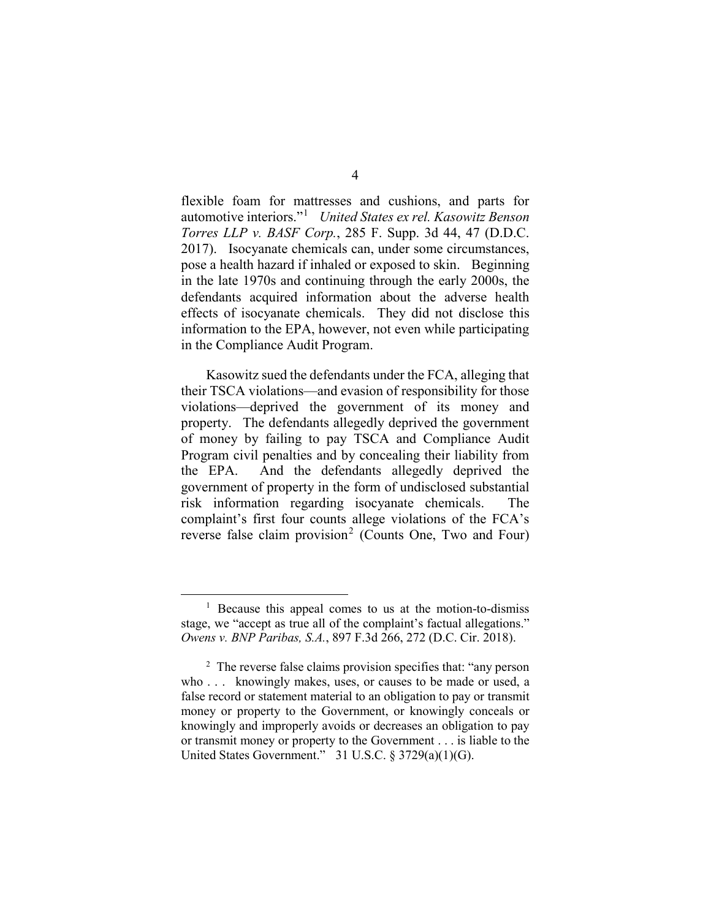flexible foam for mattresses and cushions, and parts for automotive interiors."[1] *United States ex rel. Kasowitz Benson Torres LLP v. BASF Corp.*, 285 F. Supp. 3d 44, 47 (D.D.C. 2017). Isocyanate chemicals can, under some circumstances, pose a health hazard if inhaled or exposed to skin. Beginning in the late 1970s and continuing through the early 2000s, the defendants acquired information about the adverse health effects of isocyanate chemicals. They did not disclose this information to the EPA, however, not even while participating in the Compliance Audit Program.

Kasowitz sued the defendants under the FCA, alleging that their TSCA violations—and evasion of responsibility for those violations—deprived the government of its money and property. The defendants allegedly deprived the government of money by failing to pay TSCA and Compliance Audit Program civil penalties and by concealing their liability from the EPA. And the defendants allegedly deprived the government of property in the form of undisclosed substantial risk information regarding isocyanate chemicals. The complaint's first four counts allege violations of the FCA's reverse false claim provision[2] (Counts One, Two and Four)

---

[1] Because this appeal comes to us at the motion-to-dismiss stage, we "accept as true all of the complaint's factual allegations." *Owens v. BNP Paribas, S.A.*, 897 F.3d 266, 272 (D.C. Cir. 2018).

[2] The reverse false claims provision specifies that: "any person who . . . knowingly makes, uses, or causes to be made or used, a false record or statement material to an obligation to pay or transmit money or property to the Government, or knowingly conceals or knowingly and improperly avoids or decreases an obligation to pay or transmit money or property to the Government . . . is liable to the United States Government." 31 U.S.C. § 3729(a)(1)(G).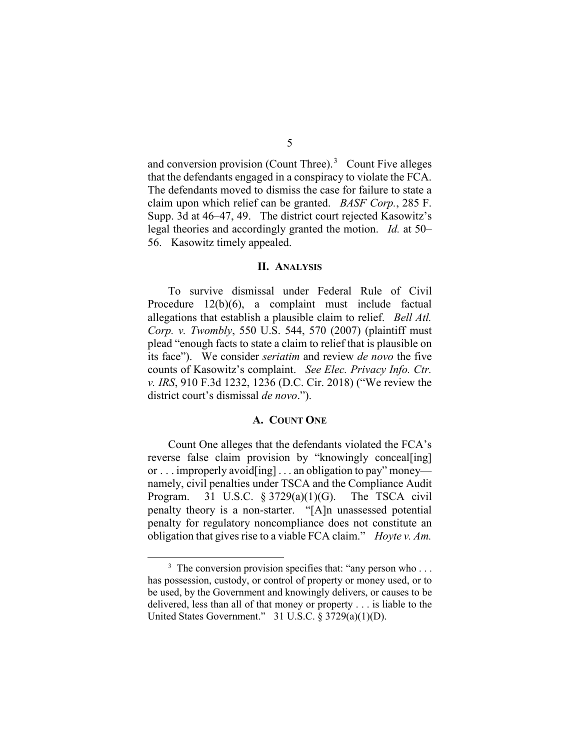and conversion provision (Count Three).[3] Count Five alleges that the defendants engaged in a conspiracy to violate the FCA. The defendants moved to dismiss the case for failure to state a claim upon which relief can be granted. *BASF Corp.*, 285 F. Supp. 3d at 46–47, 49. The district court rejected Kasowitz's legal theories and accordingly granted the motion. *Id.* at 50–56. Kasowitz timely appealed.

## II. Analysis

To survive dismissal under Federal Rule of Civil Procedure 12(b)(6), a complaint must include factual allegations that establish a plausible claim to relief. *Bell Atl. Corp. v. Twombly*, 550 U.S. 544, 570 (2007) (plaintiff must plead "enough facts to state a claim to relief that is plausible on its face"). We consider *seriatim* and review *de novo* the five counts of Kasowitz's complaint. *See Elec. Privacy Info. Ctr. v. IRS*, 910 F.3d 1232, 1236 (D.C. Cir. 2018) ("We review the district court's dismissal *de novo*.").

### A. Count One

Count One alleges that the defendants violated the FCA's reverse false claim provision by "knowingly conceal[ing] or . . . improperly avoid[ing] . . . an obligation to pay" money—namely, civil penalties under TSCA and the Compliance Audit Program. 31 U.S.C. § 3729(a)(1)(G). The TSCA civil penalty theory is a non-starter. "[A]n unassessed potential penalty for regulatory noncompliance does not constitute an obligation that gives rise to a viable FCA claim." *Hoyte v. Am.*

---

[3] The conversion provision specifies that: "any person who . . . has possession, custody, or control of property or money used, or to be used, by the Government and knowingly delivers, or causes to be delivered, less than all of that money or property . . . is liable to the United States Government." 31 U.S.C. § 3729(a)(1)(D).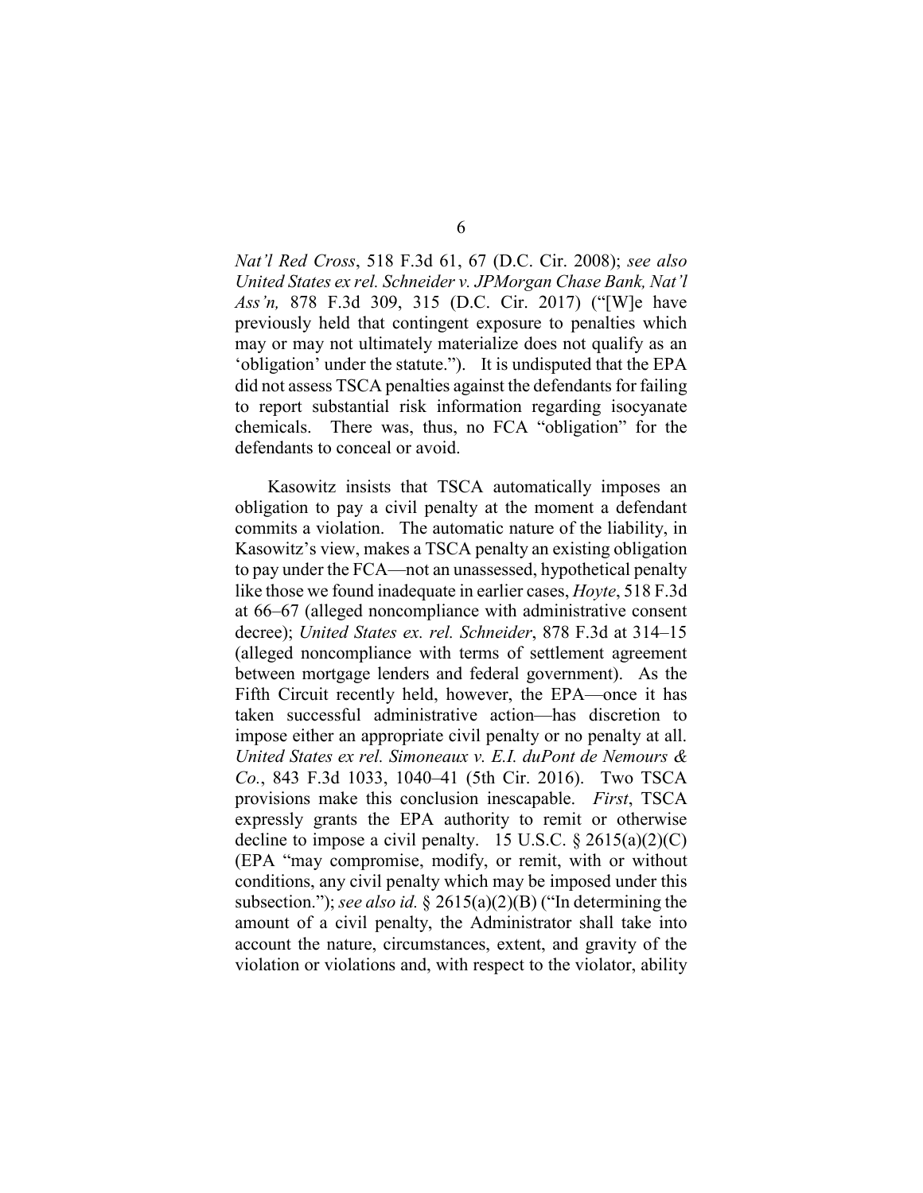*Nat'l Red Cross*, 518 F.3d 61, 67 (D.C. Cir. 2008); *see also United States ex rel. Schneider v. JPMorgan Chase Bank, Nat'l Ass'n,* 878 F.3d 309, 315 (D.C. Cir. 2017) ("[W]e have previously held that contingent exposure to penalties which may or may not ultimately materialize does not qualify as an 'obligation' under the statute."). It is undisputed that the EPA did not assess TSCA penalties against the defendants for failing to report substantial risk information regarding isocyanate chemicals. There was, thus, no FCA "obligation" for the defendants to conceal or avoid.

Kasowitz insists that TSCA automatically imposes an obligation to pay a civil penalty at the moment a defendant commits a violation. The automatic nature of the liability, in Kasowitz's view, makes a TSCA penalty an existing obligation to pay under the FCA—not an unassessed, hypothetical penalty like those we found inadequate in earlier cases, *Hoyte*, 518 F.3d at 66–67 (alleged noncompliance with administrative consent decree); *United States ex. rel. Schneider*, 878 F.3d at 314–15 (alleged noncompliance with terms of settlement agreement between mortgage lenders and federal government). As the Fifth Circuit recently held, however, the EPA—once it has taken successful administrative action—has discretion to impose either an appropriate civil penalty or no penalty at all. *United States ex rel. Simoneaux v. E.I. duPont de Nemours & Co.*, 843 F.3d 1033, 1040–41 (5th Cir. 2016). Two TSCA provisions make this conclusion inescapable. *First*, TSCA expressly grants the EPA authority to remit or otherwise decline to impose a civil penalty. 15 U.S.C. § 2615(a)(2)(C) (EPA "may compromise, modify, or remit, with or without conditions, any civil penalty which may be imposed under this subsection."); *see also id.* § 2615(a)(2)(B) ("In determining the amount of a civil penalty, the Administrator shall take into account the nature, circumstances, extent, and gravity of the violation or violations and, with respect to the violator, ability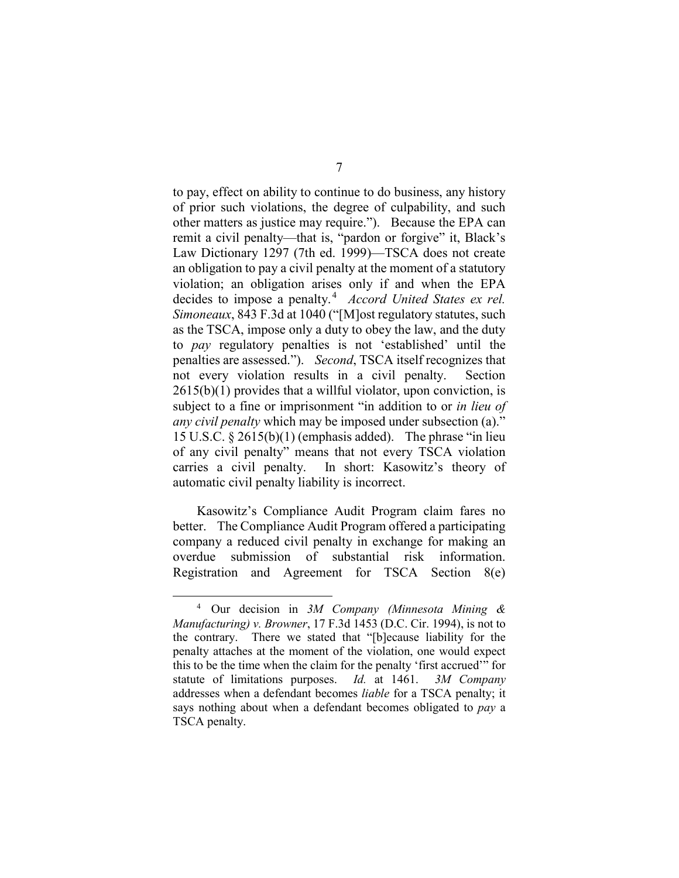to pay, effect on ability to continue to do business, any history of prior such violations, the degree of culpability, and such other matters as justice may require."). Because the EPA can remit a civil penalty—that is, "pardon or forgive" it, Black's Law Dictionary 1297 (7th ed. 1999)—TSCA does not create an obligation to pay a civil penalty at the moment of a statutory violation; an obligation arises only if and when the EPA decides to impose a penalty.[4] *Accord United States ex rel. Simoneaux*, 843 F.3d at 1040 ("[M]ost regulatory statutes, such as the TSCA, impose only a duty to obey the law, and the duty to *pay* regulatory penalties is not 'established' until the penalties are assessed."). *Second*, TSCA itself recognizes that not every violation results in a civil penalty. Section 2615(b)(1) provides that a willful violator, upon conviction, is subject to a fine or imprisonment "in addition to or *in lieu of any civil penalty* which may be imposed under subsection (a)." 15 U.S.C. § 2615(b)(1) (emphasis added). The phrase "in lieu of any civil penalty" means that not every TSCA violation carries a civil penalty. In short: Kasowitz's theory of automatic civil penalty liability is incorrect.

Kasowitz's Compliance Audit Program claim fares no better. The Compliance Audit Program offered a participating company a reduced civil penalty in exchange for making an overdue submission of substantial risk information. Registration and Agreement for TSCA Section 8(e)

[4] Our decision in *3M Company (Minnesota Mining & Manufacturing) v. Browner*, 17 F.3d 1453 (D.C. Cir. 1994), is not to the contrary. There we stated that "[b]ecause liability for the penalty attaches at the moment of the violation, one would expect this to be the time when the claim for the penalty 'first accrued'" for statute of limitations purposes. *Id.* at 1461. *3M Company* addresses when a defendant becomes *liable* for a TSCA penalty; it says nothing about when a defendant becomes obligated to *pay* a TSCA penalty.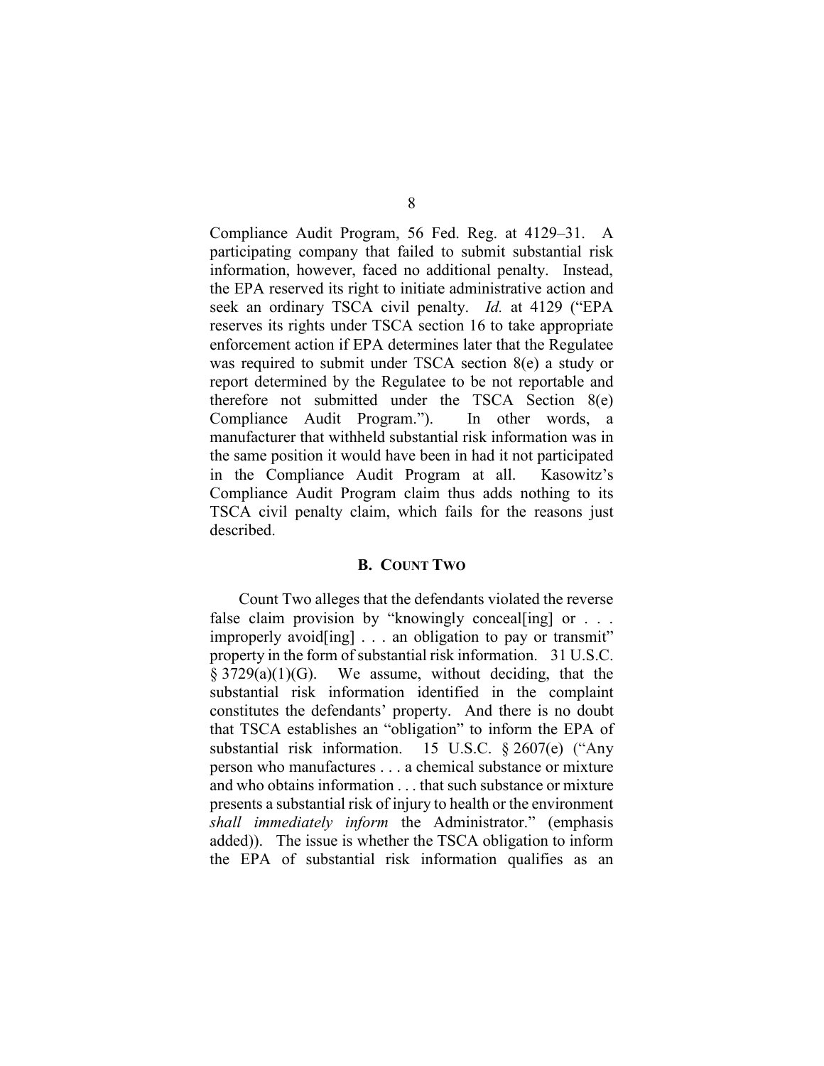Compliance Audit Program, 56 Fed. Reg. at 4129–31. A participating company that failed to submit substantial risk information, however, faced no additional penalty. Instead, the EPA reserved its right to initiate administrative action and seek an ordinary TSCA civil penalty. *Id.* at 4129 ("EPA reserves its rights under TSCA section 16 to take appropriate enforcement action if EPA determines later that the Regulatee was required to submit under TSCA section 8(e) a study or report determined by the Regulatee to be not reportable and therefore not submitted under the TSCA Section 8(e) Compliance Audit Program."). In other words, a manufacturer that withheld substantial risk information was in the same position it would have been in had it not participated in the Compliance Audit Program at all. Kasowitz's Compliance Audit Program claim thus adds nothing to its TSCA civil penalty claim, which fails for the reasons just described.

## B. Count Two

Count Two alleges that the defendants violated the reverse false claim provision by "knowingly conceal[ing] or . . . improperly avoid[ing] . . . an obligation to pay or transmit" property in the form of substantial risk information. 31 U.S.C. § 3729(a)(1)(G). We assume, without deciding, that the substantial risk information identified in the complaint constitutes the defendants' property. And there is no doubt that TSCA establishes an "obligation" to inform the EPA of substantial risk information. 15 U.S.C. § 2607(e) ("Any person who manufactures . . . a chemical substance or mixture and who obtains information . . . that such substance or mixture presents a substantial risk of injury to health or the environment *shall immediately inform* the Administrator." (emphasis added)). The issue is whether the TSCA obligation to inform the EPA of substantial risk information qualifies as an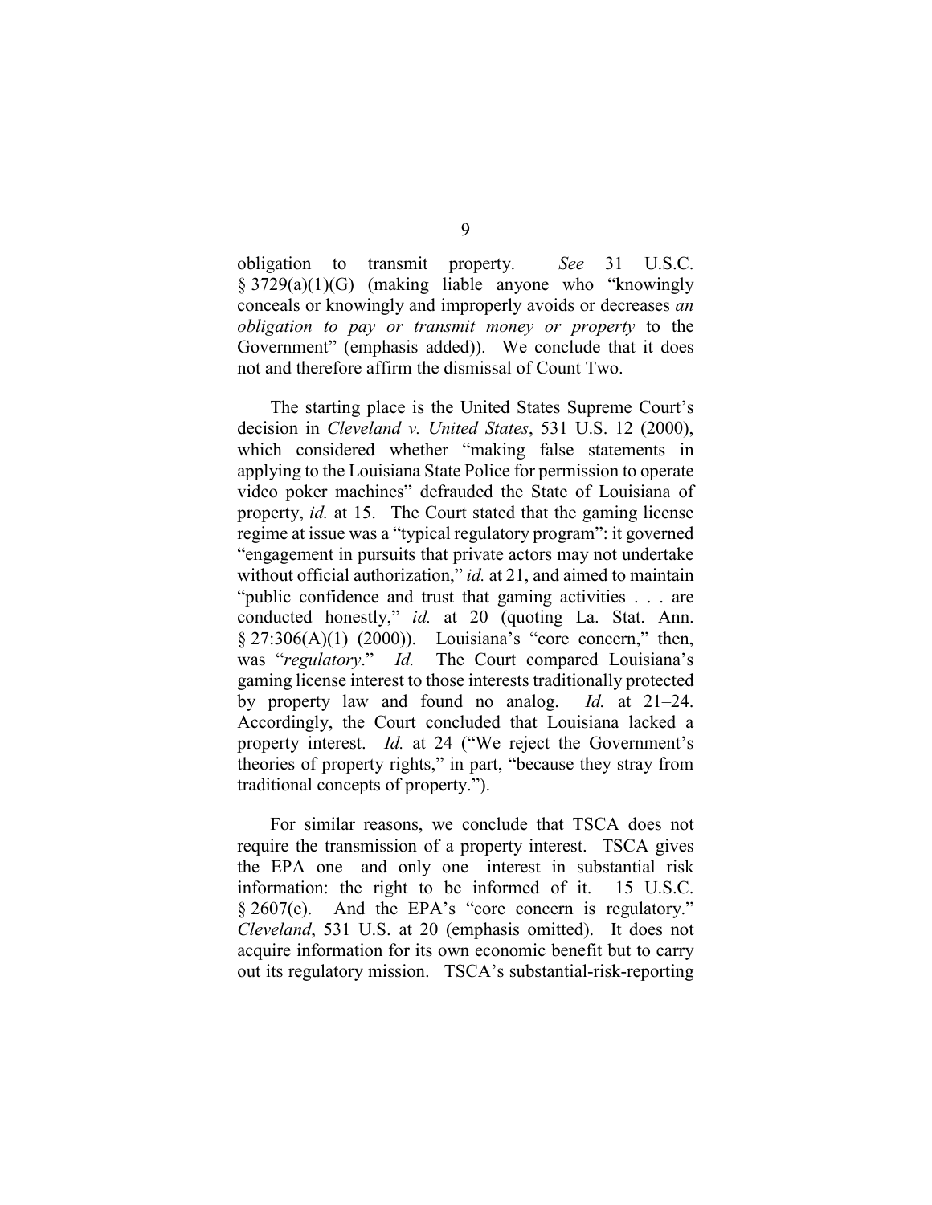obligation to transmit property. *See* 31 U.S.C. § 3729(a)(1)(G) (making liable anyone who "knowingly conceals or knowingly and improperly avoids or decreases *an obligation to pay or transmit money or property* to the Government" (emphasis added)). We conclude that it does not and therefore affirm the dismissal of Count Two.

The starting place is the United States Supreme Court's decision in *Cleveland v. United States*, 531 U.S. 12 (2000), which considered whether "making false statements in applying to the Louisiana State Police for permission to operate video poker machines" defrauded the State of Louisiana of property, *id.* at 15. The Court stated that the gaming license regime at issue was a "typical regulatory program": it governed "engagement in pursuits that private actors may not undertake without official authorization," *id.* at 21, and aimed to maintain "public confidence and trust that gaming activities . . . are conducted honestly," *id.* at 20 (quoting La. Stat. Ann. § 27:306(A)(1) (2000)). Louisiana's "core concern," then, was "*regulatory*." *Id.* The Court compared Louisiana's gaming license interest to those interests traditionally protected by property law and found no analog. *Id.* at 21–24. Accordingly, the Court concluded that Louisiana lacked a property interest. *Id.* at 24 ("We reject the Government's theories of property rights," in part, "because they stray from traditional concepts of property.").

For similar reasons, we conclude that TSCA does not require the transmission of a property interest. TSCA gives the EPA one—and only one—interest in substantial risk information: the right to be informed of it. 15 U.S.C. § 2607(e). And the EPA's "core concern is regulatory." *Cleveland*, 531 U.S. at 20 (emphasis omitted). It does not acquire information for its own economic benefit but to carry out its regulatory mission. TSCA's substantial-risk-reporting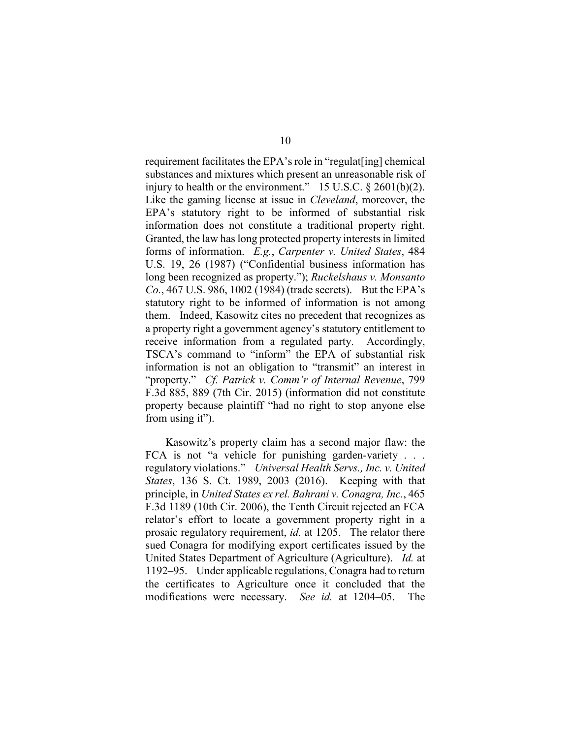requirement facilitates the EPA's role in "regulat[ing] chemical substances and mixtures which present an unreasonable risk of injury to health or the environment." 15 U.S.C. § 2601(b)(2). Like the gaming license at issue in *Cleveland*, moreover, the EPA's statutory right to be informed of substantial risk information does not constitute a traditional property right. Granted, the law has long protected property interests in limited forms of information. *E.g.*, *Carpenter v. United States*, 484 U.S. 19, 26 (1987) ("Confidential business information has long been recognized as property."); *Ruckelshaus v. Monsanto Co.*, 467 U.S. 986, 1002 (1984) (trade secrets). But the EPA's statutory right to be informed of information is not among them. Indeed, Kasowitz cites no precedent that recognizes as a property right a government agency's statutory entitlement to receive information from a regulated party. Accordingly, TSCA's command to "inform" the EPA of substantial risk information is not an obligation to "transmit" an interest in "property." *Cf. Patrick v. Comm'r of Internal Revenue*, 799 F.3d 885, 889 (7th Cir. 2015) (information did not constitute property because plaintiff "had no right to stop anyone else from using it").

Kasowitz's property claim has a second major flaw: the FCA is not "a vehicle for punishing garden-variety . . . regulatory violations." *Universal Health Servs., Inc. v. United States*, 136 S. Ct. 1989, 2003 (2016). Keeping with that principle, in *United States ex rel. Bahrani v. Conagra, Inc.*, 465 F.3d 1189 (10th Cir. 2006), the Tenth Circuit rejected an FCA relator's effort to locate a government property right in a prosaic regulatory requirement, *id.* at 1205. The relator there sued Conagra for modifying export certificates issued by the United States Department of Agriculture (Agriculture). *Id.* at 1192–95. Under applicable regulations, Conagra had to return the certificates to Agriculture once it concluded that the modifications were necessary. *See id.* at 1204–05. The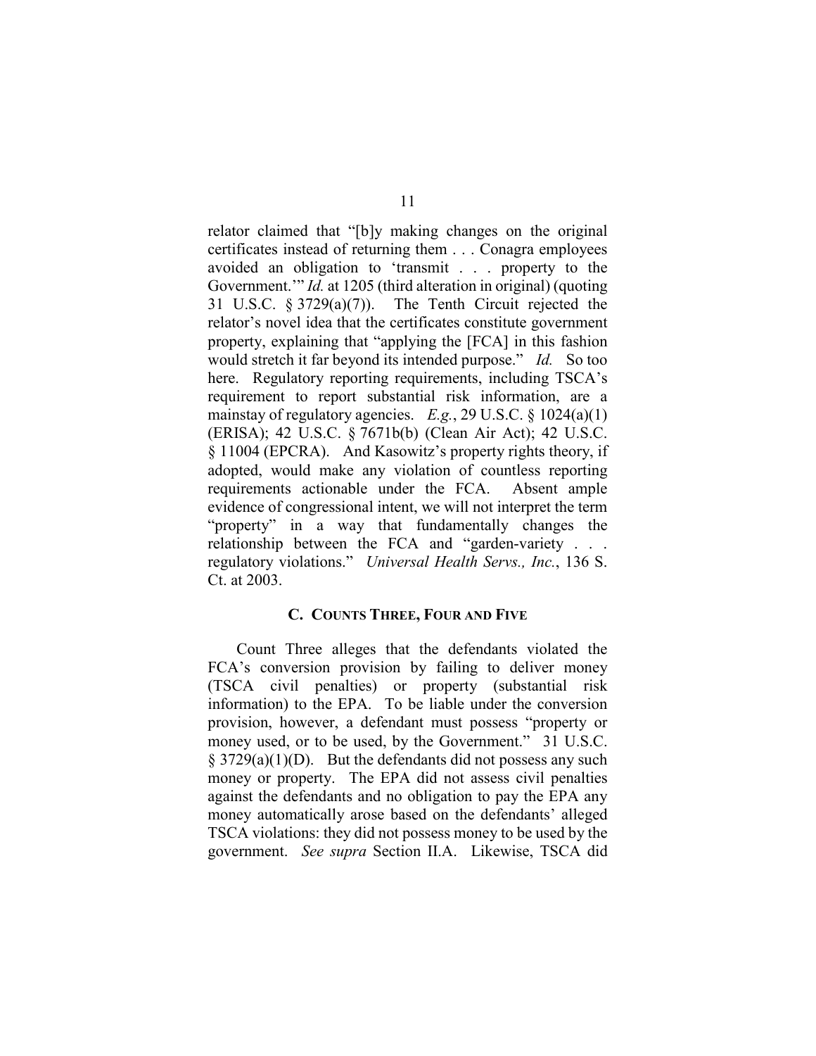relator claimed that "[b]y making changes on the original certificates instead of returning them . . . Conagra employees avoided an obligation to 'transmit . . . property to the Government.'" *Id.* at 1205 (third alteration in original) (quoting 31 U.S.C. § 3729(a)(7)). The Tenth Circuit rejected the relator's novel idea that the certificates constitute government property, explaining that "applying the [FCA] in this fashion would stretch it far beyond its intended purpose." *Id.* So too here. Regulatory reporting requirements, including TSCA's requirement to report substantial risk information, are a mainstay of regulatory agencies. *E.g.*, 29 U.S.C. § 1024(a)(1) (ERISA); 42 U.S.C. § 7671b(b) (Clean Air Act); 42 U.S.C. § 11004 (EPCRA). And Kasowitz's property rights theory, if adopted, would make any violation of countless reporting requirements actionable under the FCA. Absent ample evidence of congressional intent, we will not interpret the term "property" in a way that fundamentally changes the relationship between the FCA and "garden-variety . . . regulatory violations." *Universal Health Servs., Inc.*, 136 S. Ct. at 2003.

### C. Counts Three, Four and Five

Count Three alleges that the defendants violated the FCA's conversion provision by failing to deliver money (TSCA civil penalties) or property (substantial risk information) to the EPA. To be liable under the conversion provision, however, a defendant must possess "property or money used, or to be used, by the Government." 31 U.S.C. § 3729(a)(1)(D). But the defendants did not possess any such money or property. The EPA did not assess civil penalties against the defendants and no obligation to pay the EPA any money automatically arose based on the defendants' alleged TSCA violations: they did not possess money to be used by the government. *See supra* Section II.A. Likewise, TSCA did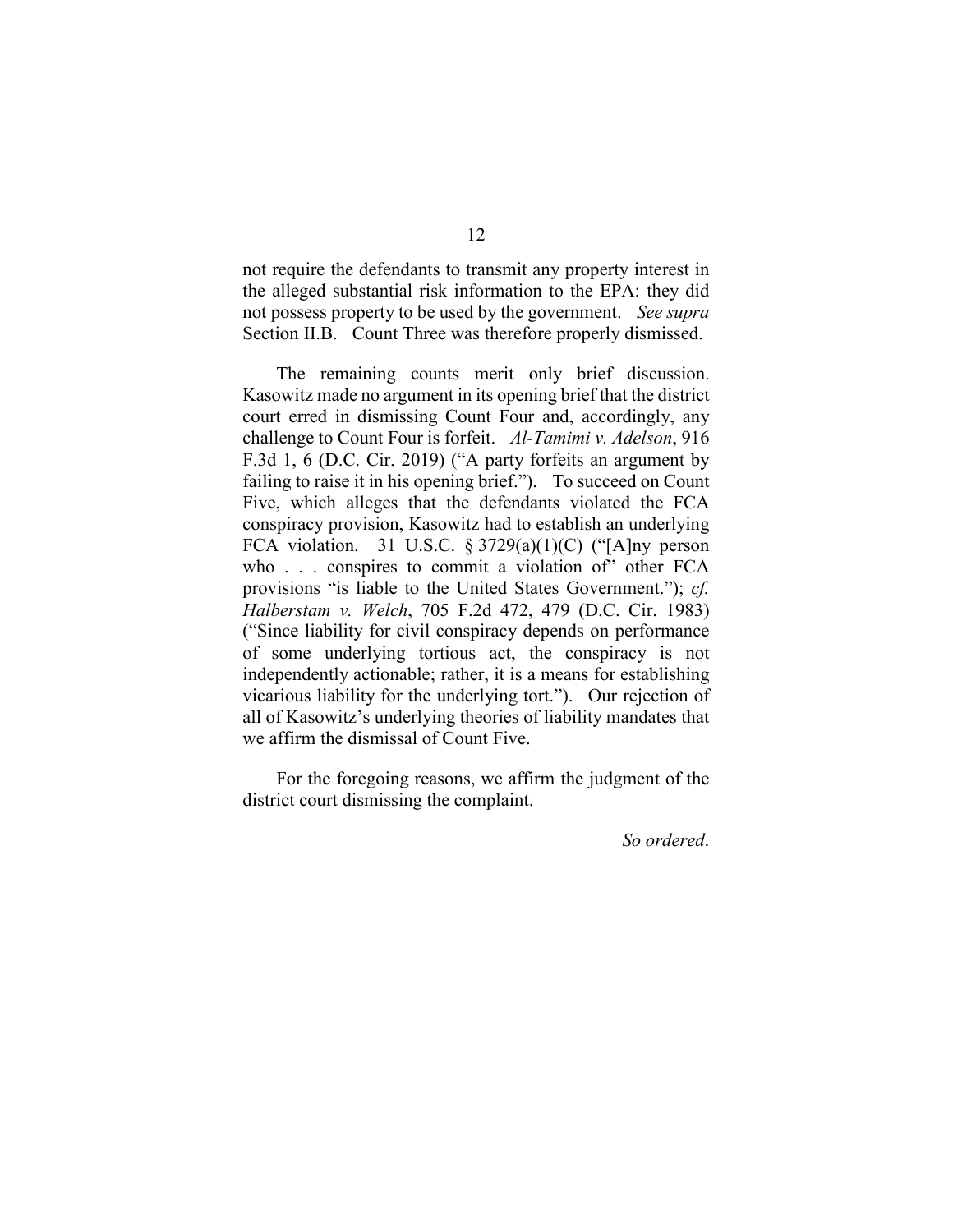not require the defendants to transmit any property interest in the alleged substantial risk information to the EPA: they did not possess property to be used by the government. *See supra* Section II.B. Count Three was therefore properly dismissed.

The remaining counts merit only brief discussion. Kasowitz made no argument in its opening brief that the district court erred in dismissing Count Four and, accordingly, any challenge to Count Four is forfeit. *Al-Tamimi v. Adelson*, 916 F.3d 1, 6 (D.C. Cir. 2019) ("A party forfeits an argument by failing to raise it in his opening brief."). To succeed on Count Five, which alleges that the defendants violated the FCA conspiracy provision, Kasowitz had to establish an underlying FCA violation. 31 U.S.C. § 3729(a)(1)(C) ("[A]ny person who . . . conspires to commit a violation of" other FCA provisions "is liable to the United States Government."); *cf. Halberstam v. Welch*, 705 F.2d 472, 479 (D.C. Cir. 1983) ("Since liability for civil conspiracy depends on performance of some underlying tortious act, the conspiracy is not independently actionable; rather, it is a means for establishing vicarious liability for the underlying tort."). Our rejection of all of Kasowitz's underlying theories of liability mandates that we affirm the dismissal of Count Five.

For the foregoing reasons, we affirm the judgment of the district court dismissing the complaint.

*So ordered*.